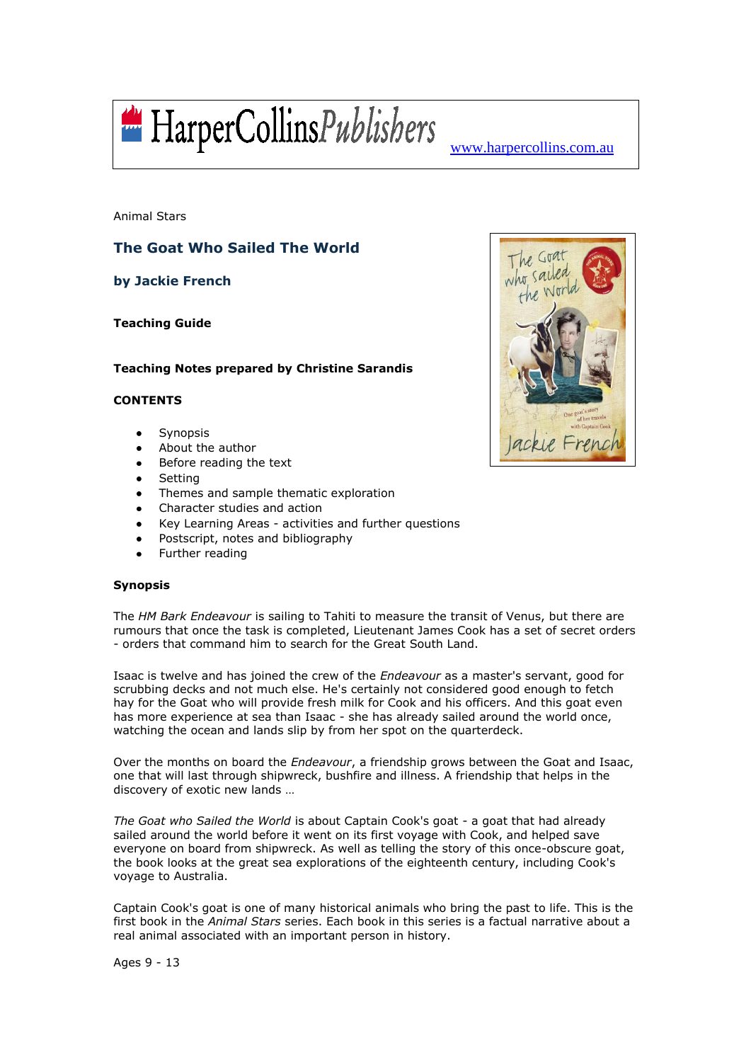HarperCollinsPublishers www.harpercollins.com.au

Animal Stars

# The Goat Who Sailed The World

## by Jackie French

**Teaching Guide**

**Teaching Notes prepared by Christine Sarandis**

**CONTENTS**

- Synopsis
- About the author
- Before reading the text
- Setting
- Themes and sample thematic exploration
- Character studies and action
- Key Learning Areas - activities and further questions
- Postscript, notes and bibliography
- Further reading

**Synopsis**

The *HM Bark Endeavour* is sailing to Tahiti to measure the transit of Venus, but there are rumours that once the task is completed, Lieutenant James Cook has a set of secret orders - orders that command him to search for the Great South Land.

Isaac is twelve and has joined the crew of the *Endeavour* as a master's servant, good for scrubbing decks and not much else. He's certainly not considered good enough to fetch hay for the Goat who will provide fresh milk for Cook and his officers. And this goat even has more experience at sea than Isaac - she has already sailed around the world once, watching the ocean and lands slip by from her spot on the quarterdeck.

Over the months on board the *Endeavour*, a friendship grows between the Goat and Isaac, one that will last through shipwreck, bushfire and illness. A friendship that helps in the discovery of exotic new lands …

*The Goat who Sailed the World* is about Captain Cook's goat - a goat that had already sailed around the world before it went on its first voyage with Cook, and helped save everyone on board from shipwreck. As well as telling the story of this once-obscure goat, the book looks at the great sea explorations of the eighteenth century, including Cook's voyage to Australia.

Captain Cook's goat is one of many historical animals who bring the past to life. This is the first book in the *Animal Stars* series. Each book in this series is a factual narrative about a real animal associated with an important person in history.

Ages 9 - 13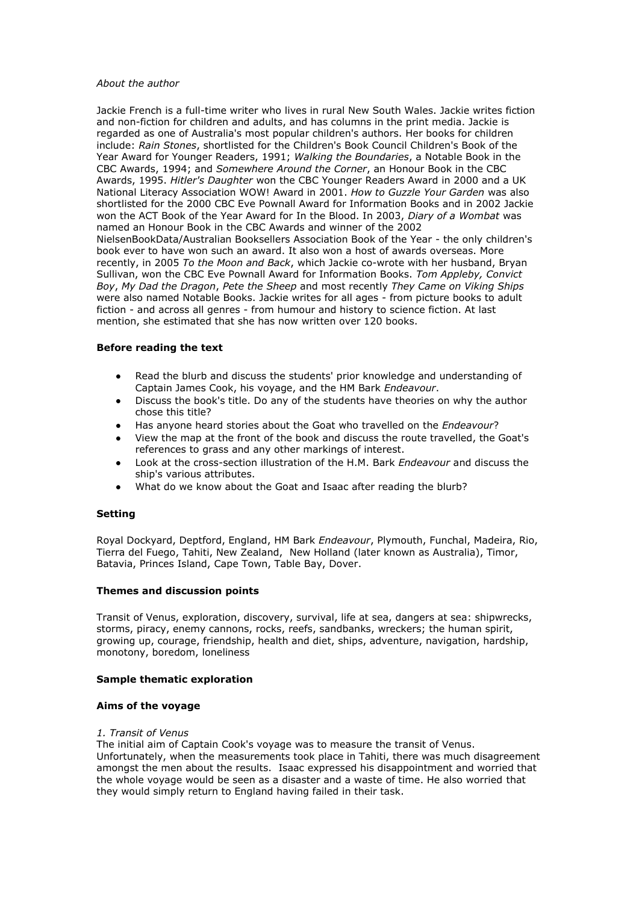*About the author*

Jackie French is a full-time writer who lives in rural New South Wales. Jackie writes fiction and non-fiction for children and adults, and has columns in the print media. Jackie is regarded as one of Australia's most popular children's authors. Her books for children include: *Rain Stones*, shortlisted for the Children's Book Council Children's Book of the Year Award for Younger Readers, 1991; *Walking the Boundaries*, a Notable Book in the CBC Awards, 1994; and *Somewhere Around the Corner*, an Honour Book in the CBC Awards, 1995. *Hitler's Daughter* won the CBC Younger Readers Award in 2000 and a UK National Literacy Association WOW! Award in 2001. *How to Guzzle Your Garden* was also shortlisted for the 2000 CBC Eve Pownall Award for Information Books and in 2002 Jackie won the ACT Book of the Year Award for In the Blood. In 2003, *Diary of a Wombat* was named an Honour Book in the CBC Awards and winner of the 2002 NielsenBookData/Australian Booksellers Association Book of the Year - the only children's book ever to have won such an award. It also won a host of awards overseas. More recently, in 2005 *To the Moon and Back*, which Jackie co-wrote with her husband, Bryan Sullivan, won the CBC Eve Pownall Award for Information Books. *Tom Appleby, Convict Boy*, *My Dad the Dragon*, *Pete the Sheep* and most recently *They Came on Viking Ships* were also named Notable Books. Jackie writes for all ages - from picture books to adult fiction - and across all genres - from humour and history to science fiction. At last mention, she estimated that she has now written over 120 books.

**Before reading the text**

- Read the blurb and discuss the students' prior knowledge and understanding of Captain James Cook, his voyage, and the HM Bark *Endeavour*.
- Discuss the book's title. Do any of the students have theories on why the author chose this title?
- Has anyone heard stories about the Goat who travelled on the *Endeavour*?
- View the map at the front of the book and discuss the route travelled, the Goat's references to grass and any other markings of interest.
- Look at the cross-section illustration of the H.M. Bark *Endeavour* and discuss the ship's various attributes.
- What do we know about the Goat and Isaac after reading the blurb?

**Setting**

Royal Dockyard, Deptford, England, HM Bark *Endeavour*, Plymouth, Funchal, Madeira, Rio, Tierra del Fuego, Tahiti, New Zealand, New Holland (later known as Australia), Timor, Batavia, Princes Island, Cape Town, Table Bay, Dover.

**Themes and discussion points**

Transit of Venus, exploration, discovery, survival, life at sea, dangers at sea: shipwrecks, storms, piracy, enemy cannons, rocks, reefs, sandbanks, wreckers; the human spirit, growing up, courage, friendship, health and diet, ships, adventure, navigation, hardship, monotony, boredom, loneliness

**Sample thematic exploration**

**Aims of the voyage**

*1. Transit of Venus*

The initial aim of Captain Cook's voyage was to measure the transit of Venus. Unfortunately, when the measurements took place in Tahiti, there was much disagreement amongst the men about the results. Isaac expressed his disappointment and worried that the whole voyage would be seen as a disaster and a waste of time. He also worried that they would simply return to England having failed in their task.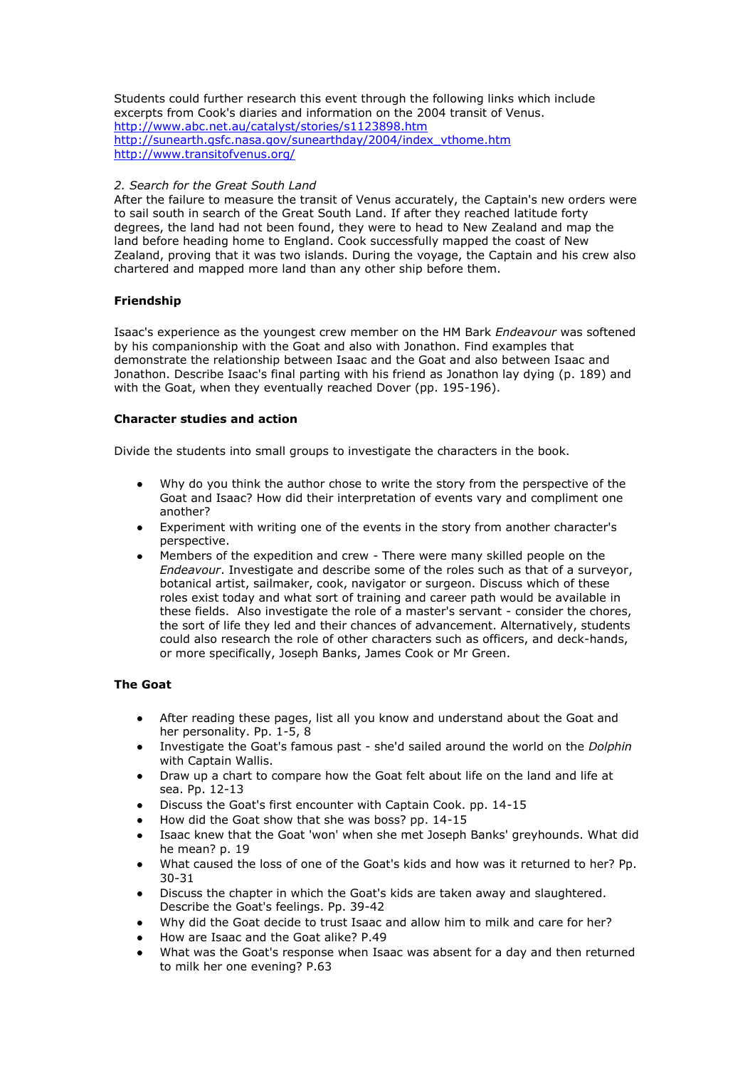Students could further research this event through the following links which include excerpts from Cook's diaries and information on the 2004 transit of Venus.
http://www.abc.net.au/catalyst/stories/s1123898.htm
http://sunearth.gsfc.nasa.gov/sunearthday/2004/index_vthome.htm
http://www.transitofvenus.org/

*2. Search for the Great South Land*
After the failure to measure the transit of Venus accurately, the Captain's new orders were to sail south in search of the Great South Land. If after they reached latitude forty degrees, the land had not been found, they were to head to New Zealand and map the land before heading home to England. Cook successfully mapped the coast of New Zealand, proving that it was two islands. During the voyage, the Captain and his crew also chartered and mapped more land than any other ship before them.

**Friendship**

Isaac's experience as the youngest crew member on the HM Bark *Endeavour* was softened by his companionship with the Goat and also with Jonathon. Find examples that demonstrate the relationship between Isaac and the Goat and also between Isaac and Jonathon. Describe Isaac's final parting with his friend as Jonathon lay dying (p. 189) and with the Goat, when they eventually reached Dover (pp. 195-196).

**Character studies and action**

Divide the students into small groups to investigate the characters in the book.

- Why do you think the author chose to write the story from the perspective of the Goat and Isaac? How did their interpretation of events vary and compliment one another?
- Experiment with writing one of the events in the story from another character's perspective.
- Members of the expedition and crew - There were many skilled people on the *Endeavour*. Investigate and describe some of the roles such as that of a surveyor, botanical artist, sailmaker, cook, navigator or surgeon. Discuss which of these roles exist today and what sort of training and career path would be available in these fields. Also investigate the role of a master's servant - consider the chores, the sort of life they led and their chances of advancement. Alternatively, students could also research the role of other characters such as officers, and deck-hands, or more specifically, Joseph Banks, James Cook or Mr Green.

**The Goat**

- After reading these pages, list all you know and understand about the Goat and her personality. Pp. 1-5, 8
- Investigate the Goat's famous past - she'd sailed around the world on the *Dolphin* with Captain Wallis.
- Draw up a chart to compare how the Goat felt about life on the land and life at sea. Pp. 12-13
- Discuss the Goat's first encounter with Captain Cook. pp. 14-15
- How did the Goat show that she was boss? pp. 14-15
- Isaac knew that the Goat 'won' when she met Joseph Banks' greyhounds. What did he mean? p. 19
- What caused the loss of one of the Goat's kids and how was it returned to her? Pp. 30-31
- Discuss the chapter in which the Goat's kids are taken away and slaughtered. Describe the Goat's feelings. Pp. 39-42
- Why did the Goat decide to trust Isaac and allow him to milk and care for her?
- How are Isaac and the Goat alike? P.49
- What was the Goat's response when Isaac was absent for a day and then returned to milk her one evening? P.63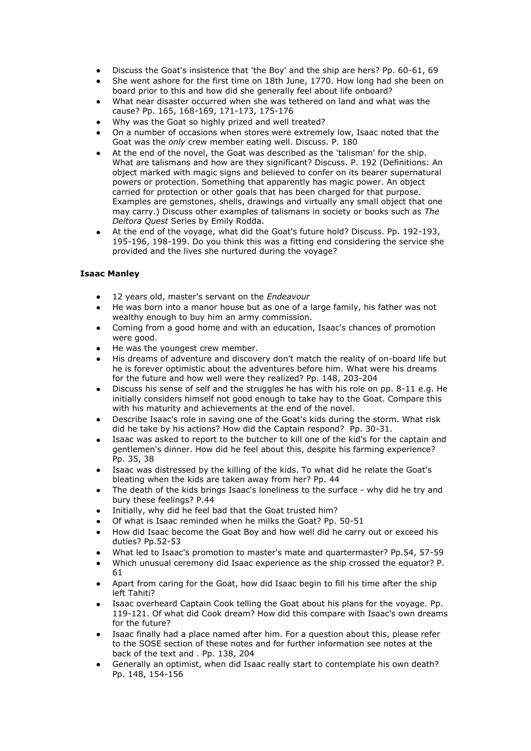- Discuss the Goat's insistence that 'the Boy' and the ship are hers? Pp. 60-61, 69
- She went ashore for the first time on 18th June, 1770. How long had she been on board prior to this and how did she generally feel about life onboard?
- What near disaster occurred when she was tethered on land and what was the cause? Pp. 165, 168-169, 171-173, 175-176
- Why was the Goat so highly prized and well treated?
- On a number of occasions when stores were extremely low, Isaac noted that the Goat was the *only* crew member eating well. Discuss. P. 180
- At the end of the novel, the Goat was described as the 'talisman' for the ship. What are talismans and how are they significant? Discuss. P. 192 (Definitions: An object marked with magic signs and believed to confer on its bearer supernatural powers or protection. Something that apparently has magic power. An object carried for protection or other goals that has been charged for that purpose. Examples are gemstones, shells, drawings and virtually any small object that one may carry.) Discuss other examples of talismans in society or books such as *The Deltora Quest* Series by Emily Rodda.
- At the end of the voyage, what did the Goat's future hold? Discuss. Pp. 192-193, 195-196, 198-199. Do you think this was a fitting end considering the service she provided and the lives she nurtured during the voyage?

**Isaac Manley**

- 12 years old, master's servant on the *Endeavour*
- He was born into a manor house but as one of a large family, his father was not wealthy enough to buy him an army commission.
- Coming from a good home and with an education, Isaac's chances of promotion were good.
- He was the youngest crew member.
- His dreams of adventure and discovery don't match the reality of on-board life but he is forever optimistic about the adventures before him. What were his dreams for the future and how well were they realized? Pp. 148, 203-204
- Discuss his sense of self and the struggles he has with his role on pp. 8-11 e.g. He initially considers himself not good enough to take hay to the Goat. Compare this with his maturity and achievements at the end of the novel.
- Describe Isaac's role in saving one of the Goat's kids during the storm. What risk did he take by his actions? How did the Captain respond? Pp. 30-31.
- Isaac was asked to report to the butcher to kill one of the kid's for the captain and gentlemen's dinner. How did he feel about this, despite his farming experience? Pp. 35, 38
- Isaac was distressed by the killing of the kids. To what did he relate the Goat's bleating when the kids are taken away from her? Pp. 44
- The death of the kids brings Isaac's loneliness to the surface - why did he try and bury these feelings? P.44
- Initially, why did he feel bad that the Goat trusted him?
- Of what is Isaac reminded when he milks the Goat? Pp. 50-51
- How did Isaac become the Goat Boy and how well did he carry out or exceed his duties? Pp.52-53
- What led to Isaac's promotion to master's mate and quartermaster? Pp.54, 57-59
- Which unusual ceremony did Isaac experience as the ship crossed the equator? P. 61
- Apart from caring for the Goat, how did Isaac begin to fill his time after the ship left Tahiti?
- Isaac overheard Captain Cook telling the Goat about his plans for the voyage. Pp. 119-121. Of what did Cook dream? How did this compare with Isaac's own dreams for the future?
- Isaac finally had a place named after him. For a question about this, please refer to the SOSE section of these notes and for further information see notes at the back of the text and . Pp. 138, 204
- Generally an optimist, when did Isaac really start to contemplate his own death? Pp. 148, 154-156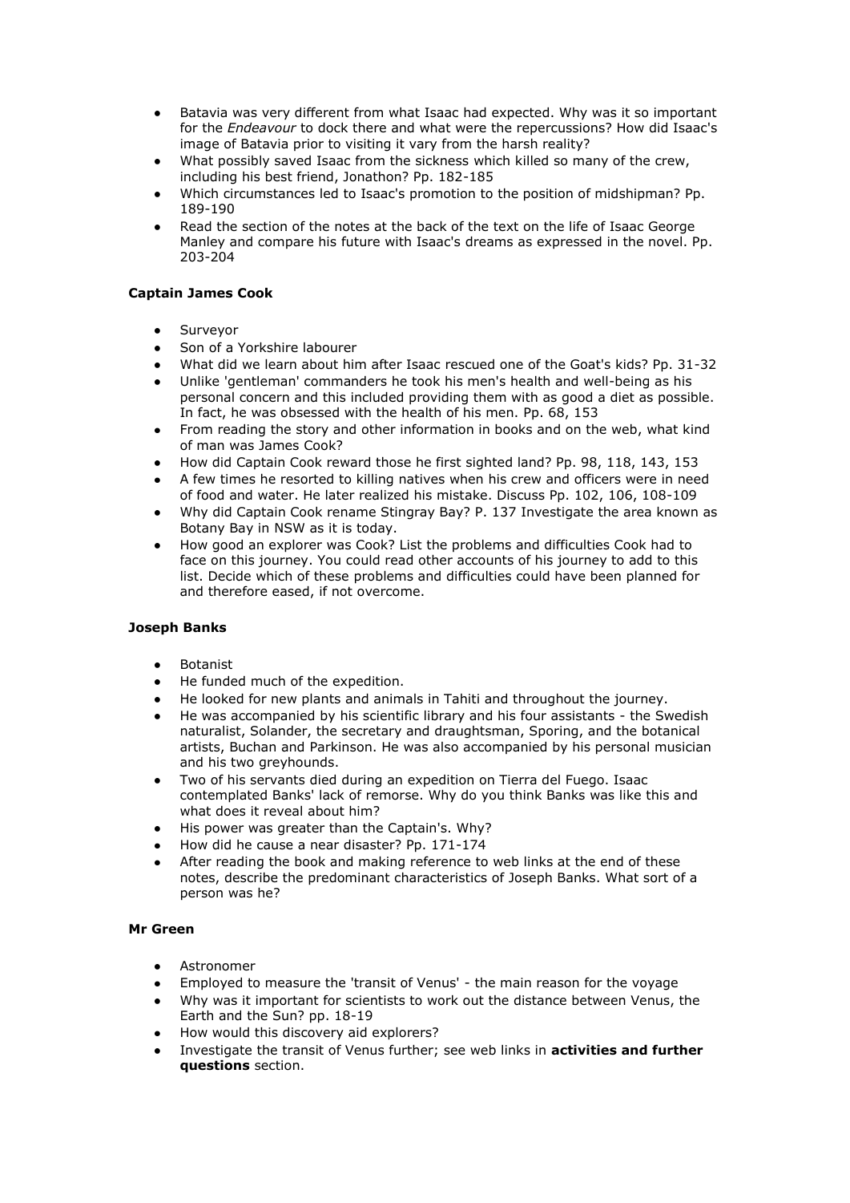- Batavia was very different from what Isaac had expected. Why was it so important for the *Endeavour* to dock there and what were the repercussions? How did Isaac's image of Batavia prior to visiting it vary from the harsh reality?
- What possibly saved Isaac from the sickness which killed so many of the crew, including his best friend, Jonathon? Pp. 182-185
- Which circumstances led to Isaac's promotion to the position of midshipman? Pp. 189-190
- Read the section of the notes at the back of the text on the life of Isaac George Manley and compare his future with Isaac's dreams as expressed in the novel. Pp. 203-204

**Captain James Cook**

- Surveyor
- Son of a Yorkshire labourer
- What did we learn about him after Isaac rescued one of the Goat's kids? Pp. 31-32
- Unlike 'gentleman' commanders he took his men's health and well-being as his personal concern and this included providing them with as good a diet as possible. In fact, he was obsessed with the health of his men. Pp. 68, 153
- From reading the story and other information in books and on the web, what kind of man was James Cook?
- How did Captain Cook reward those he first sighted land? Pp. 98, 118, 143, 153
- A few times he resorted to killing natives when his crew and officers were in need of food and water. He later realized his mistake. Discuss Pp. 102, 106, 108-109
- Why did Captain Cook rename Stingray Bay? P. 137 Investigate the area known as Botany Bay in NSW as it is today.
- How good an explorer was Cook? List the problems and difficulties Cook had to face on this journey. You could read other accounts of his journey to add to this list. Decide which of these problems and difficulties could have been planned for and therefore eased, if not overcome.

**Joseph Banks**

- Botanist
- He funded much of the expedition.
- He looked for new plants and animals in Tahiti and throughout the journey.
- He was accompanied by his scientific library and his four assistants - the Swedish naturalist, Solander, the secretary and draughtsman, Sporing, and the botanical artists, Buchan and Parkinson. He was also accompanied by his personal musician and his two greyhounds.
- Two of his servants died during an expedition on Tierra del Fuego. Isaac contemplated Banks' lack of remorse. Why do you think Banks was like this and what does it reveal about him?
- His power was greater than the Captain's. Why?
- How did he cause a near disaster? Pp. 171-174
- After reading the book and making reference to web links at the end of these notes, describe the predominant characteristics of Joseph Banks. What sort of a person was he?

**Mr Green**

- Astronomer
- Employed to measure the 'transit of Venus' - the main reason for the voyage
- Why was it important for scientists to work out the distance between Venus, the Earth and the Sun? pp. 18-19
- How would this discovery aid explorers?
- Investigate the transit of Venus further; see web links in **activities and further questions** section.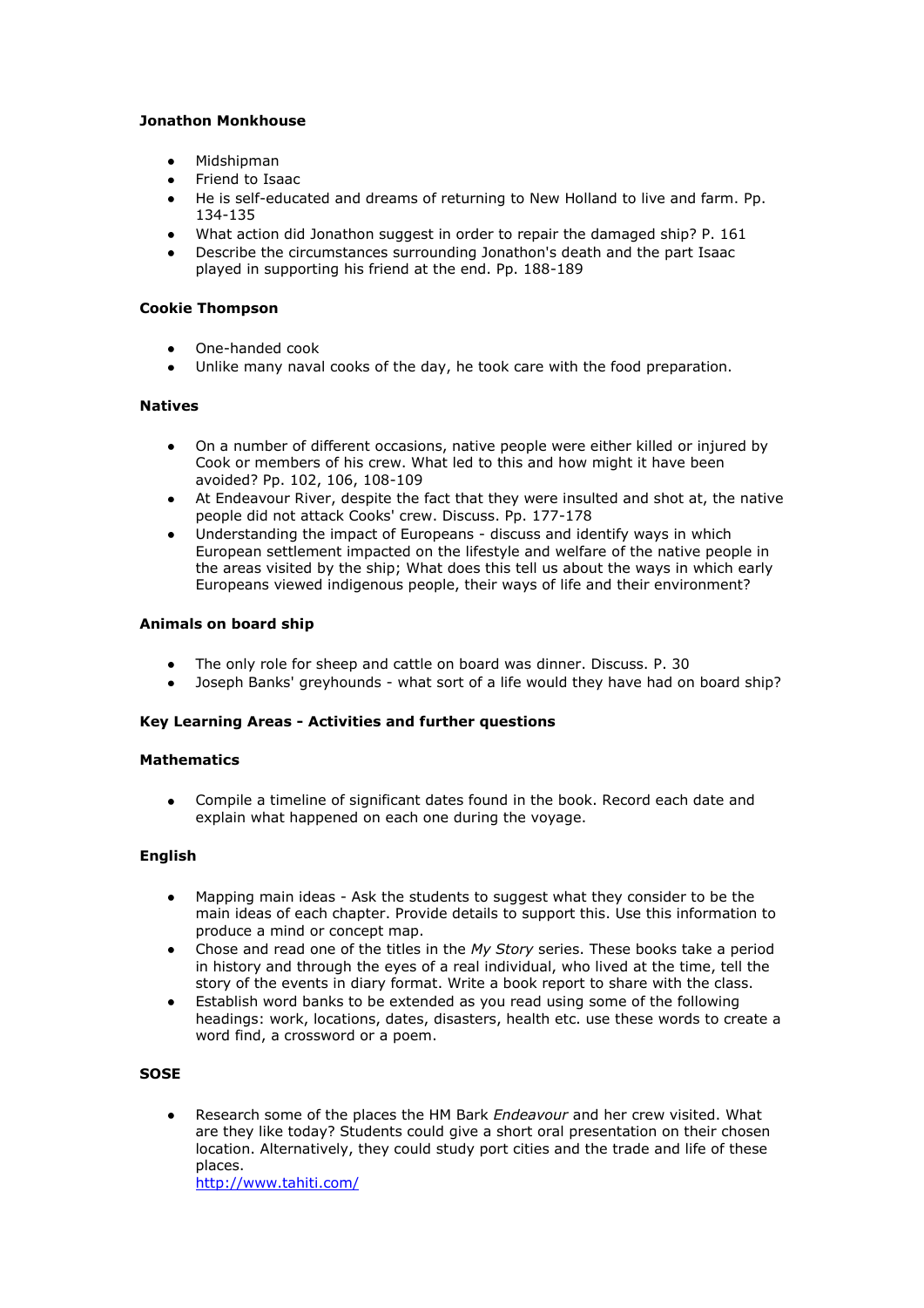**Jonathon Monkhouse**

- Midshipman
- Friend to Isaac
- He is self-educated and dreams of returning to New Holland to live and farm. Pp. 134-135
- What action did Jonathon suggest in order to repair the damaged ship? P. 161
- Describe the circumstances surrounding Jonathon's death and the part Isaac played in supporting his friend at the end. Pp. 188-189

**Cookie Thompson**

- One-handed cook
- Unlike many naval cooks of the day, he took care with the food preparation.

**Natives**

- On a number of different occasions, native people were either killed or injured by Cook or members of his crew. What led to this and how might it have been avoided? Pp. 102, 106, 108-109
- At Endeavour River, despite the fact that they were insulted and shot at, the native people did not attack Cooks' crew. Discuss. Pp. 177-178
- Understanding the impact of Europeans - discuss and identify ways in which European settlement impacted on the lifestyle and welfare of the native people in the areas visited by the ship; What does this tell us about the ways in which early Europeans viewed indigenous people, their ways of life and their environment?

**Animals on board ship**

- The only role for sheep and cattle on board was dinner. Discuss. P. 30
- Joseph Banks' greyhounds - what sort of a life would they have had on board ship?

**Key Learning Areas - Activities and further questions**

**Mathematics**

- Compile a timeline of significant dates found in the book. Record each date and explain what happened on each one during the voyage.

**English**

- Mapping main ideas - Ask the students to suggest what they consider to be the main ideas of each chapter. Provide details to support this. Use this information to produce a mind or concept map.
- Chose and read one of the titles in the *My Story* series. These books take a period in history and through the eyes of a real individual, who lived at the time, tell the story of the events in diary format. Write a book report to share with the class.
- Establish word banks to be extended as you read using some of the following headings: work, locations, dates, disasters, health etc. use these words to create a word find, a crossword or a poem.

**SOSE**

- Research some of the places the HM Bark *Endeavour* and her crew visited. What are they like today? Students could give a short oral presentation on their chosen location. Alternatively, they could study port cities and the trade and life of these places.
  http://www.tahiti.com/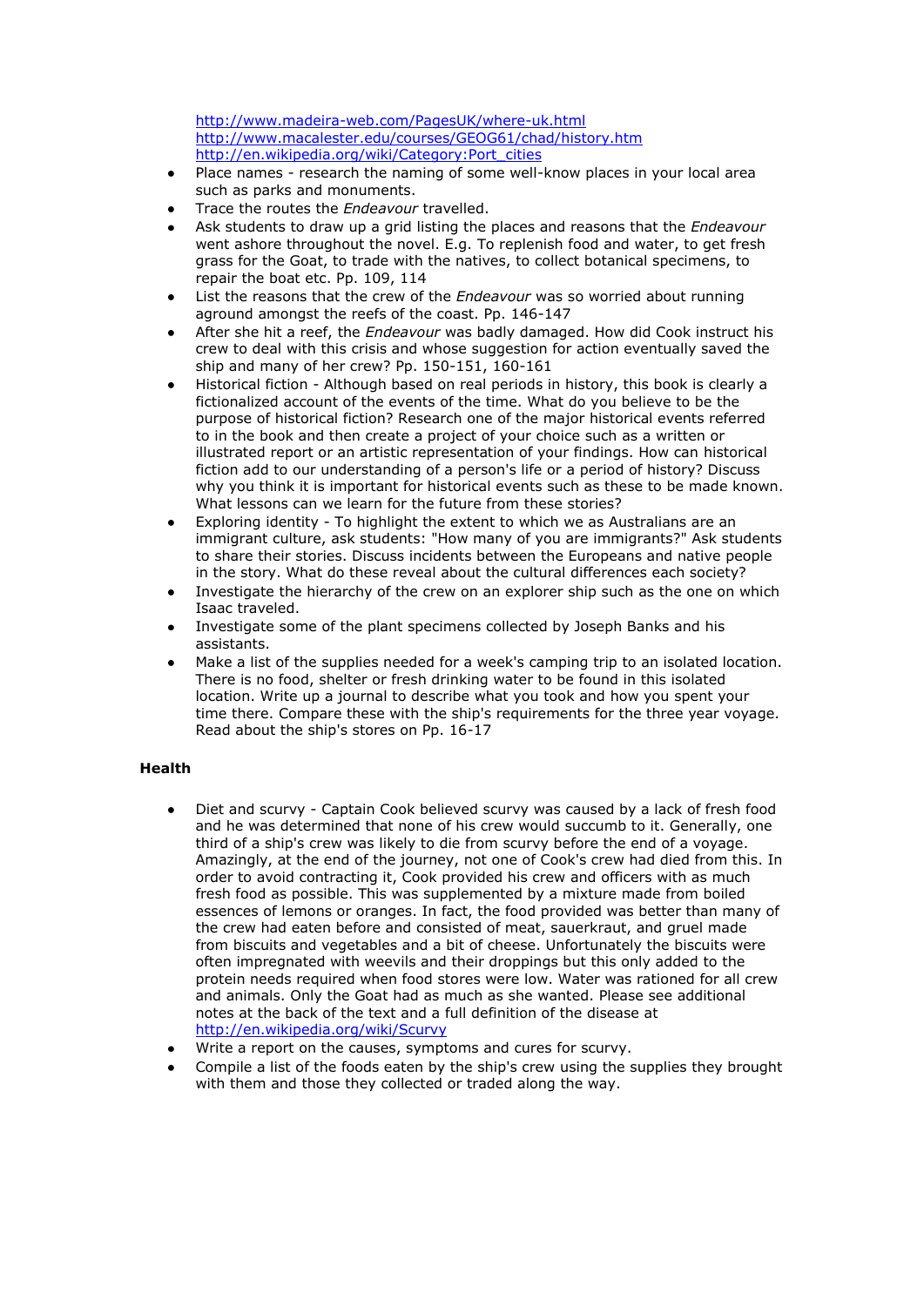http://www.madeira-web.com/PagesUK/where-uk.html
http://www.macalester.edu/courses/GEOG61/chad/history.htm
http://en.wikipedia.org/wiki/Category:Port_cities

- Place names - research the naming of some well-know places in your local area such as parks and monuments.
- Trace the routes the *Endeavour* travelled.
- Ask students to draw up a grid listing the places and reasons that the *Endeavour* went ashore throughout the novel. E.g. To replenish food and water, to get fresh grass for the Goat, to trade with the natives, to collect botanical specimens, to repair the boat etc. Pp. 109, 114
- List the reasons that the crew of the *Endeavour* was so worried about running aground amongst the reefs of the coast. Pp. 146-147
- After she hit a reef, the *Endeavour* was badly damaged. How did Cook instruct his crew to deal with this crisis and whose suggestion for action eventually saved the ship and many of her crew? Pp. 150-151, 160-161
- Historical fiction - Although based on real periods in history, this book is clearly a fictionalized account of the events of the time. What do you believe to be the purpose of historical fiction? Research one of the major historical events referred to in the book and then create a project of your choice such as a written or illustrated report or an artistic representation of your findings. How can historical fiction add to our understanding of a person's life or a period of history? Discuss why you think it is important for historical events such as these to be made known. What lessons can we learn for the future from these stories?
- Exploring identity - To highlight the extent to which we as Australians are an immigrant culture, ask students: "How many of you are immigrants?" Ask students to share their stories. Discuss incidents between the Europeans and native people in the story. What do these reveal about the cultural differences each society?
- Investigate the hierarchy of the crew on an explorer ship such as the one on which Isaac traveled.
- Investigate some of the plant specimens collected by Joseph Banks and his assistants.
- Make a list of the supplies needed for a week's camping trip to an isolated location. There is no food, shelter or fresh drinking water to be found in this isolated location. Write up a journal to describe what you took and how you spent your time there. Compare these with the ship's requirements for the three year voyage. Read about the ship's stores on Pp. 16-17

## Health

- Diet and scurvy - Captain Cook believed scurvy was caused by a lack of fresh food and he was determined that none of his crew would succumb to it. Generally, one third of a ship's crew was likely to die from scurvy before the end of a voyage. Amazingly, at the end of the journey, not one of Cook's crew had died from this. In order to avoid contracting it, Cook provided his crew and officers with as much fresh food as possible. This was supplemented by a mixture made from boiled essences of lemons or oranges. In fact, the food provided was better than many of the crew had eaten before and consisted of meat, sauerkraut, and gruel made from biscuits and vegetables and a bit of cheese. Unfortunately the biscuits were often impregnated with weevils and their droppings but this only added to the protein needs required when food stores were low. Water was rationed for all crew and animals. Only the Goat had as much as she wanted. Please see additional notes at the back of the text and a full definition of the disease at http://en.wikipedia.org/wiki/Scurvy
- Write a report on the causes, symptoms and cures for scurvy.
- Compile a list of the foods eaten by the ship's crew using the supplies they brought with them and those they collected or traded along the way.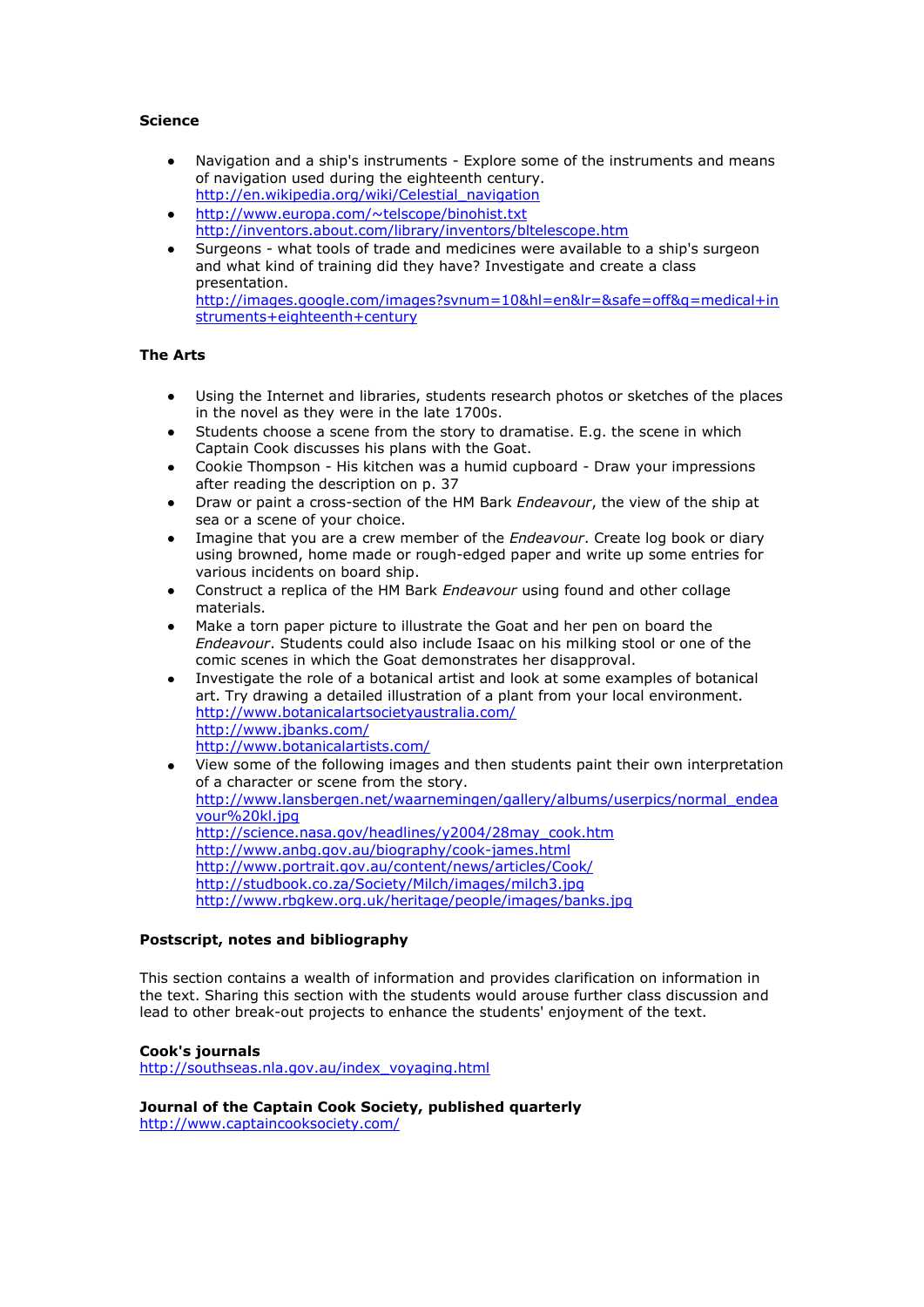### Science

- Navigation and a ship's instruments - Explore some of the instruments and means of navigation used during the eighteenth century.
  http://en.wikipedia.org/wiki/Celestial_navigation
- http://www.europa.com/~telscope/binohist.txt
  http://inventors.about.com/library/inventors/bltelescope.htm
- Surgeons - what tools of trade and medicines were available to a ship's surgeon and what kind of training did they have? Investigate and create a class presentation.
  http://images.google.com/images?svnum=10&hl=en&lr=&safe=off&q=medical+instruments+eighteenth+century

### The Arts

- Using the Internet and libraries, students research photos or sketches of the places in the novel as they were in the late 1700s.
- Students choose a scene from the story to dramatise. E.g. the scene in which Captain Cook discusses his plans with the Goat.
- Cookie Thompson - His kitchen was a humid cupboard - Draw your impressions after reading the description on p. 37
- Draw or paint a cross-section of the HM Bark *Endeavour*, the view of the ship at sea or a scene of your choice.
- Imagine that you are a crew member of the *Endeavour*. Create log book or diary using browned, home made or rough-edged paper and write up some entries for various incidents on board ship.
- Construct a replica of the HM Bark *Endeavour* using found and other collage materials.
- Make a torn paper picture to illustrate the Goat and her pen on board the *Endeavour*. Students could also include Isaac on his milking stool or one of the comic scenes in which the Goat demonstrates her disapproval.
- Investigate the role of a botanical artist and look at some examples of botanical art. Try drawing a detailed illustration of a plant from your local environment.
  http://www.botanicalartsocietyaustralia.com/
  http://www.jbanks.com/
  http://www.botanicalartists.com/
- View some of the following images and then students paint their own interpretation of a character or scene from the story.
  http://www.lansbergen.net/waarnemingen/gallery/albums/userpics/normal_endeavour%20kl.jpg
  http://science.nasa.gov/headlines/y2004/28may_cook.htm
  http://www.anbg.gov.au/biography/cook-james.html
  http://www.portrait.gov.au/content/news/articles/Cook/
  http://studbook.co.za/Society/Milch/images/milch3.jpg
  http://www.rbgkew.org.uk/heritage/people/images/banks.jpg

### Postscript, notes and bibliography

This section contains a wealth of information and provides clarification on information in the text. Sharing this section with the students would arouse further class discussion and lead to other break-out projects to enhance the students' enjoyment of the text.

**Cook's journals**
http://southseas.nla.gov.au/index_voyaging.html

**Journal of the Captain Cook Society, published quarterly**
http://www.captaincooksociety.com/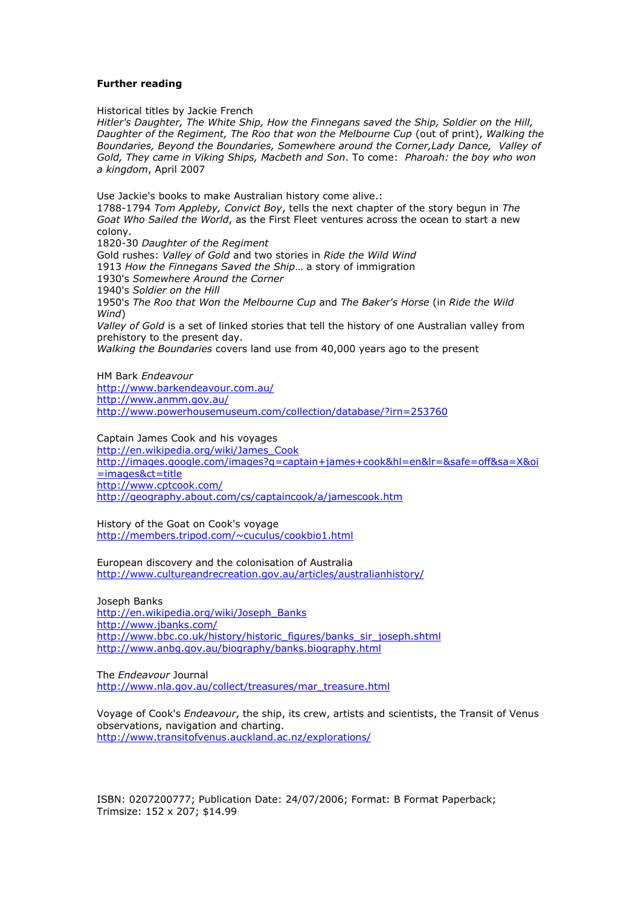**Further reading**

Historical titles by Jackie French
*Hitler's Daughter, The White Ship, How the Finnegans saved the Ship, Soldier on the Hill, Daughter of the Regiment, The Roo that won the Melbourne Cup* (out of print), *Walking the Boundaries, Beyond the Boundaries, Somewhere around the Corner,Lady Dance, Valley of Gold, They came in Viking Ships, Macbeth and Son*. To come: *Pharoah: the boy who won a kingdom*, April 2007

Use Jackie's books to make Australian history come alive.:
1788-1794 *Tom Appleby, Convict Boy*, tells the next chapter of the story begun in *The Goat Who Sailed the World*, as the First Fleet ventures across the ocean to start a new colony.
1820-30 *Daughter of the Regiment*
Gold rushes: *Valley of Gold* and two stories in *Ride the Wild Wind*
1913 *How the Finnegans Saved the Ship*… a story of immigration
1930's *Somewhere Around the Corner*
1940's *Soldier on the Hill*
1950's *The Roo that Won the Melbourne Cup* and *The Baker's Horse* (in *Ride the Wild Wind*)
*Valley of Gold* is a set of linked stories that tell the history of one Australian valley from prehistory to the present day.
*Walking the Boundaries* covers land use from 40,000 years ago to the present

HM Bark *Endeavour*
http://www.barkendeavour.com.au/
http://www.anmm.gov.au/
http://www.powerhousemuseum.com/collection/database/?irn=253760

Captain James Cook and his voyages
http://en.wikipedia.org/wiki/James_Cook
http://images.google.com/images?q=captain+james+cook&hl=en&lr=&safe=off&sa=X&oi=images&ct=title
http://www.cptcook.com/
http://geography.about.com/cs/captaincook/a/jamescook.htm

History of the Goat on Cook's voyage
http://members.tripod.com/~cuculus/cookbio1.html

European discovery and the colonisation of Australia
http://www.cultureandrecreation.gov.au/articles/australianhistory/

Joseph Banks
http://en.wikipedia.org/wiki/Joseph_Banks
http://www.jbanks.com/
http://www.bbc.co.uk/history/historic_figures/banks_sir_joseph.shtml
http://www.anbg.gov.au/biography/banks.biography.html

The *Endeavour* Journal
http://www.nla.gov.au/collect/treasures/mar_treasure.html

Voyage of Cook's *Endeavour*, the ship, its crew, artists and scientists, the Transit of Venus observations, navigation and charting.
http://www.transitofvenus.auckland.ac.nz/explorations/

ISBN: 0207200777; Publication Date: 24/07/2006; Format: B Format Paperback; Trimsize: 152 x 207; $14.99